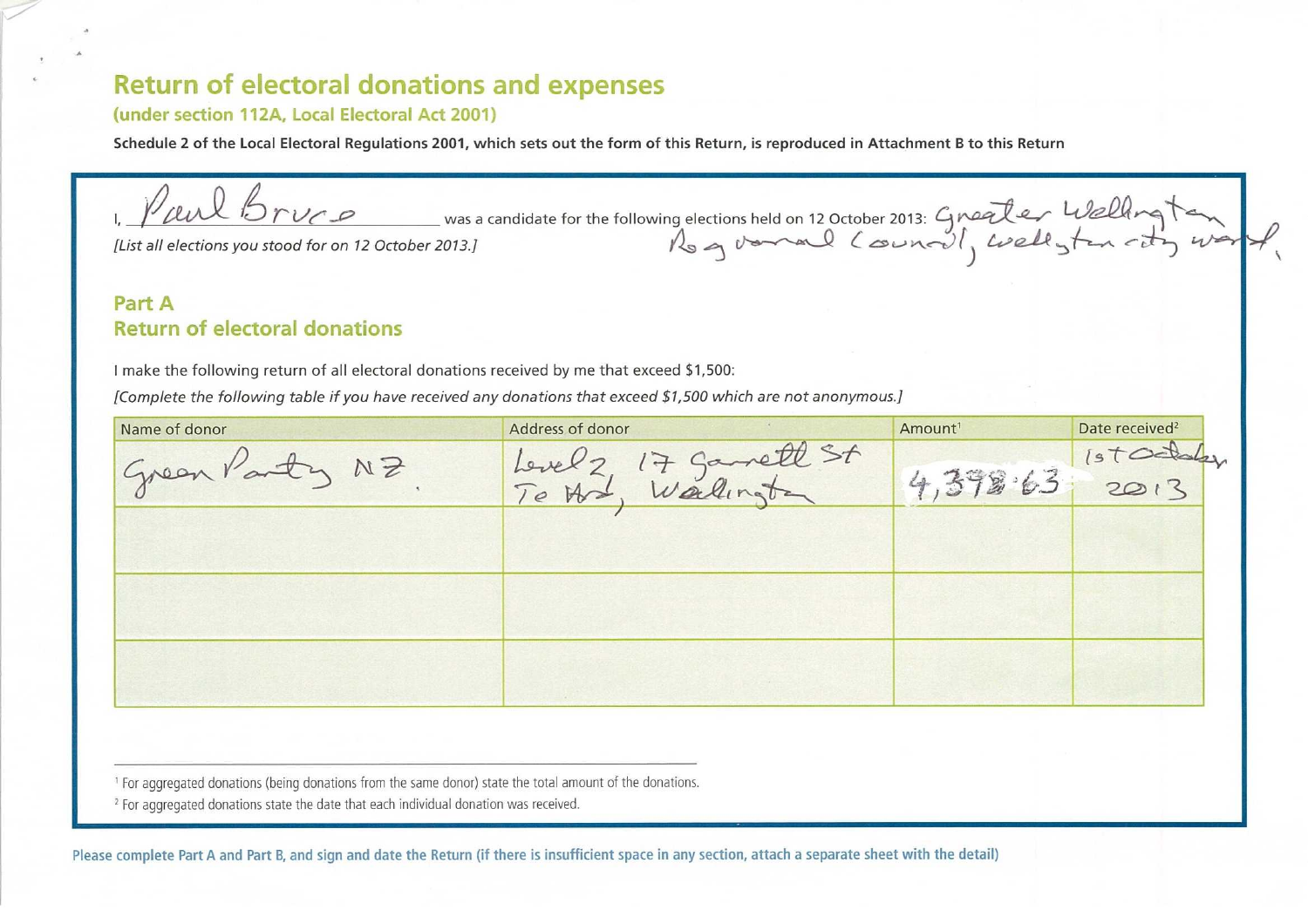# Return of electoral donations and expenses

**(under section 112A, Local Electoral Act 2001)**

**Schedule 2 of the Local Electoral Regulations 2001, which sets out the form of this Return, is reproduced in Attachment B to this Return**

I, Paul Bruce was a candidate for the following elections held on 12 October 2013: Greater Wellington Regional Council, Wellington city ward,

*[List all elections you stood for on 12 October 2013.]*

## Part A
## Return of electoral donations

I make the following return of all electoral donations received by me that exceed $1,500:

*[Complete the following table if you have received any donations that exceed $1,500 which are not anonymous.]*

| Name of donor | Address of donor | Amount[1] | Date received[2] |
|---|---|---|---|
| Green Party NZ. | Level 2, 17 Garrett St Te Aro, Wellington | 4,398.63 | 1st October 2013 |
| | | | |
| | | | |
| | | | |

[1] For aggregated donations (being donations from the same donor) state the total amount of the donations.

[2] For aggregated donations state the date that each individual donation was received.

Please complete Part A and Part B, and sign and date the Return (if there is insufficient space in any section, attach a separate sheet with the detail)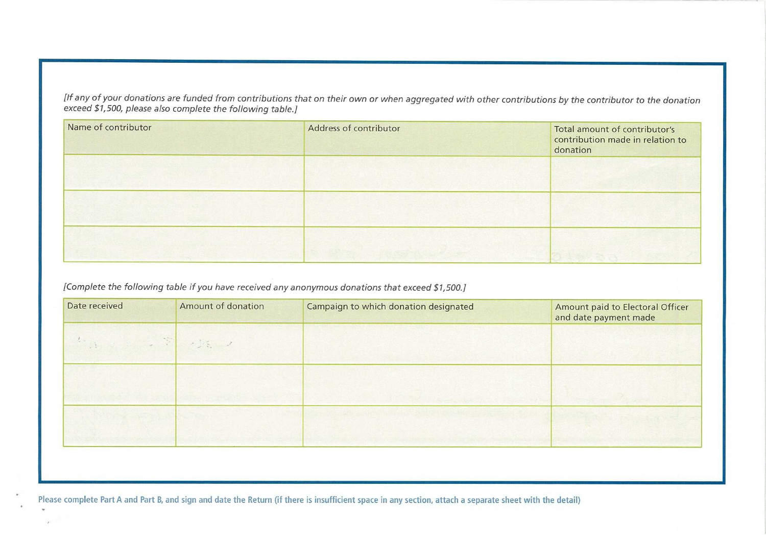*[If any of your donations are funded from contributions that on their own or when aggregated with other contributions by the contributor to the donation exceed $1,500, please also complete the following table.]*

| Name of contributor | Address of contributor | Total amount of contributor's contribution made in relation to donation |
|---|---|---|
| | | |
| | | |
| | | |

*[Complete the following table if you have received any anonymous donations that exceed $1,500.]*

| Date received | Amount of donation | Campaign to which donation designated | Amount paid to Electoral Officer and date payment made |
|---|---|---|---|
| | | | |
| | | | |
| | | | |

**Please complete Part A and Part B, and sign and date the Return (if there is insufficient space in any section, attach a separate sheet with the detail)**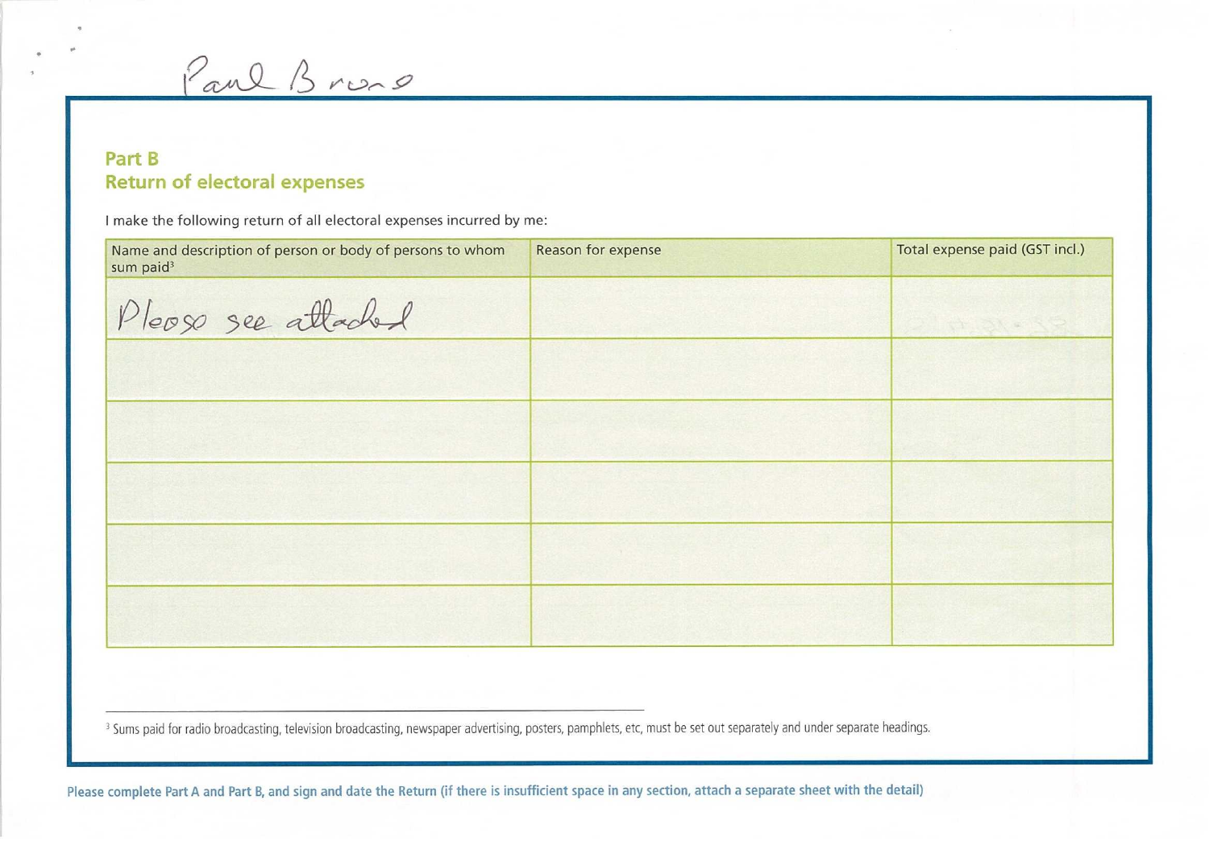Paul Bruno

## Part B
## Return of electoral expenses

I make the following return of all electoral expenses incurred by me:

| Name and description of person or body of persons to whom sum paid[3] | Reason for expense | Total expense paid (GST incl.) |
|---|---|---|
| Please see attached | | |
| | | |
| | | |
| | | |
| | | |
| | | |

[3] Sums paid for radio broadcasting, television broadcasting, newspaper advertising, posters, pamphlets, etc, must be set out separately and under separate headings.

Please complete Part A and Part B, and sign and date the Return (if there is insufficient space in any section, attach a separate sheet with the detail)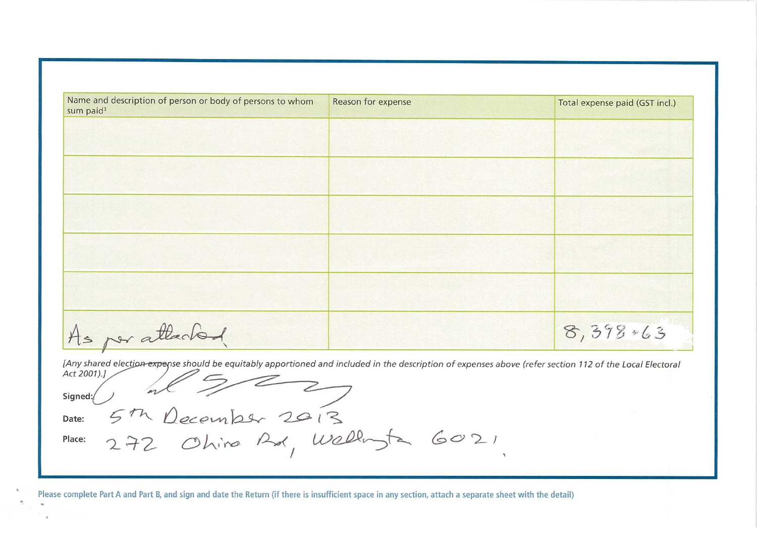| Name and description of person or body of persons to whom sum paid[3] | Reason for expense | Total expense paid (GST incl.) |
|---|---|---|
| | | |
| | | |
| | | |
| | | |
| | | |
| As per attached | | 8,398.63 |

*[Any shared election expense should be equitably apportioned and included in the description of expenses above (refer section 112 of the Local Electoral Act 2001).]*

**Signed:** [signature]

**Date:** 5th December 2013

**Place:** 272 Ohiro Rd, Wellington 6021

**Please complete Part A and Part B, and sign and date the Return (if there is insufficient space in any section, attach a separate sheet with the detail)**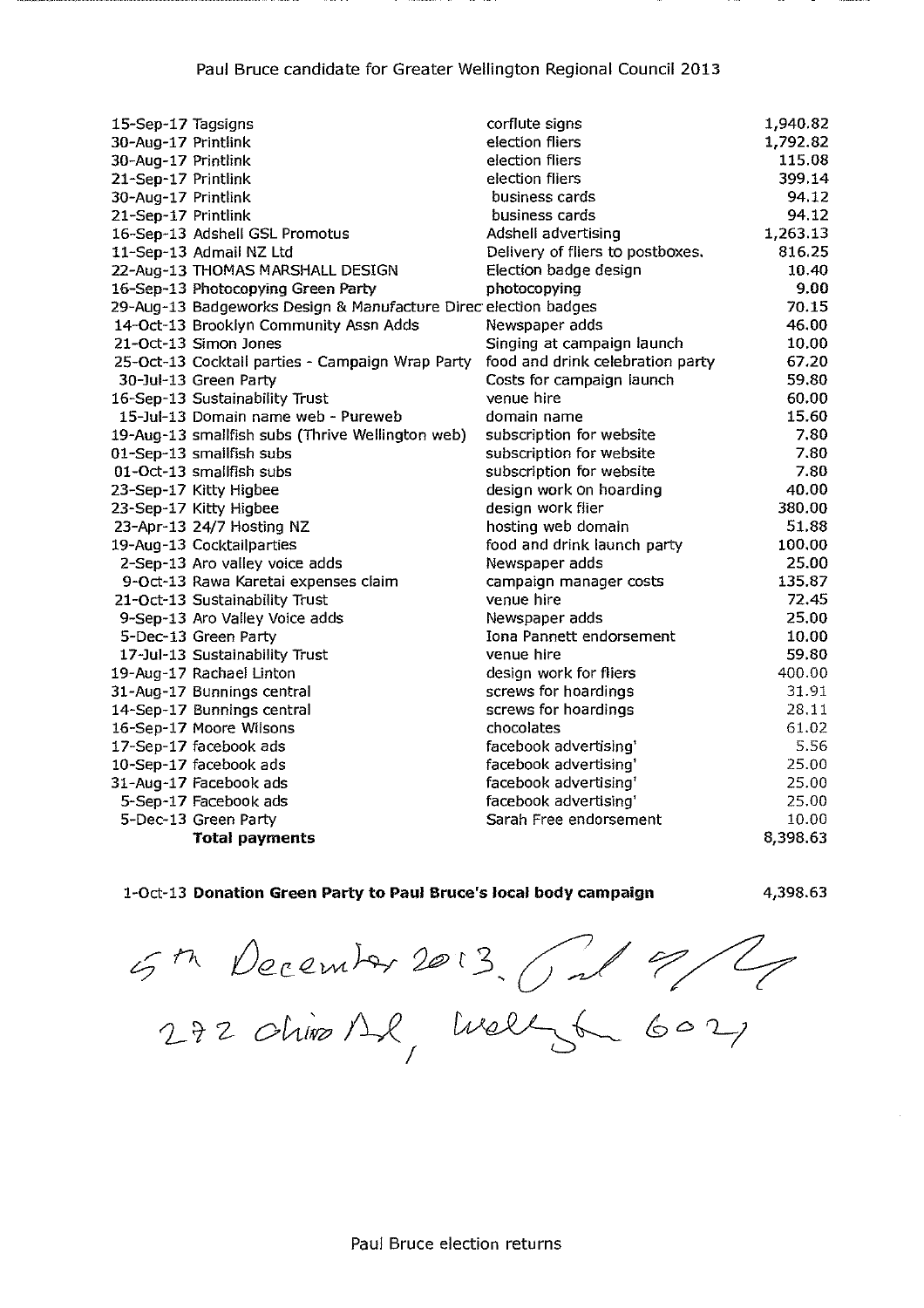# Paul Bruce candidate for Greater Wellington Regional Council 2013

| Date | Payee | Description | Amount |
|---|---|---|---|
| 15-Sep-17 | Tagsigns | corflute signs | 1,940.82 |
| 30-Aug-17 | Printlink | election fliers | 1,792.82 |
| 30-Aug-17 | Printlink | election fliers | 115.08 |
| 21-Sep-17 | Printlink | election fliers | 399.14 |
| 30-Aug-17 | Printlink | business cards | 94.12 |
| 21-Sep-17 | Printlink | business cards | 94.12 |
| 16-Sep-13 | Adshell GSL Promotus | Adshell advertising | 1,263.13 |
| 11-Sep-13 | Admail NZ Ltd | Delivery of fliers to postboxes. | 816.25 |
| 22-Aug-13 | THOMAS MARSHALL DESIGN | Election badge design | 10.40 |
| 16-Sep-13 | Photocopying Green Party | photocopying | 9.00 |
| 29-Aug-13 | Badgeworks Design & Manufacture Direc | election badges | 70.15 |
| 14-Oct-13 | Brooklyn Community Assn Adds | Newspaper adds | 46.00 |
| 21-Oct-13 | Simon Jones | Singing at campaign launch | 10.00 |
| 25-Oct-13 | Cocktail parties - Campaign Wrap Party | food and drink celebration party | 67.20 |
| 30-Jul-13 | Green Party | Costs for campaign launch | 59.80 |
| 16-Sep-13 | Sustainability Trust | venue hire | 60.00 |
| 15-Jul-13 | Domain name web - Pureweb | domain name | 15.60 |
| 19-Aug-13 | smallfish subs (Thrive Wellington web) | subscription for website | 7.80 |
| 01-Sep-13 | smallfish subs | subscription for website | 7.80 |
| 01-Oct-13 | smallfish subs | subscription for website | 7.80 |
| 23-Sep-17 | Kitty Higbee | design work on hoarding | 40.00 |
| 23-Sep-17 | Kitty Higbee | design work flier | 380.00 |
| 23-Apr-13 | 24/7 Hosting NZ | hosting web domain | 51.88 |
| 19-Aug-13 | Cocktailparties | food and drink launch party | 100.00 |
| 2-Sep-13 | Aro valley voice adds | Newspaper adds | 25.00 |
| 9-Oct-13 | Rawa Karetai expenses claim | campaign manager costs | 135.87 |
| 21-Oct-13 | Sustainability Trust | venue hire | 72.45 |
| 9-Sep-13 | Aro Valley Voice adds | Newspaper adds | 25.00 |
| 5-Dec-13 | Green Party | Iona Pannett endorsement | 10.00 |
| 17-Jul-13 | Sustainability Trust | venue hire | 59.80 |
| 19-Aug-17 | Rachael Linton | design work for fliers | 400.00 |
| 31-Aug-17 | Bunnings central | screws for hoardings | 31.91 |
| 14-Sep-17 | Bunnings central | screws for hoardings | 28.11 |
| 16-Sep-17 | Moore Wilsons | chocolates | 61.02 |
| 17-Sep-17 | facebook ads | facebook advertising' | 5.56 |
| 10-Sep-17 | facebook ads | facebook advertising' | 25.00 |
| 31-Aug-17 | Facebook ads | facebook advertising' | 25.00 |
| 5-Sep-17 | Facebook ads | facebook advertising' | 25.00 |
| 5-Dec-13 | Green Party | Sarah Free endorsement | 10.00 |
| | **Total payments** | | 8,398.63 |

1-Oct-13 **Donation Green Party to Paul Bruce's local body campaign** 4,398.63

5th December 2013. [signature]
272 Ohiro Rd, Wellington 6021